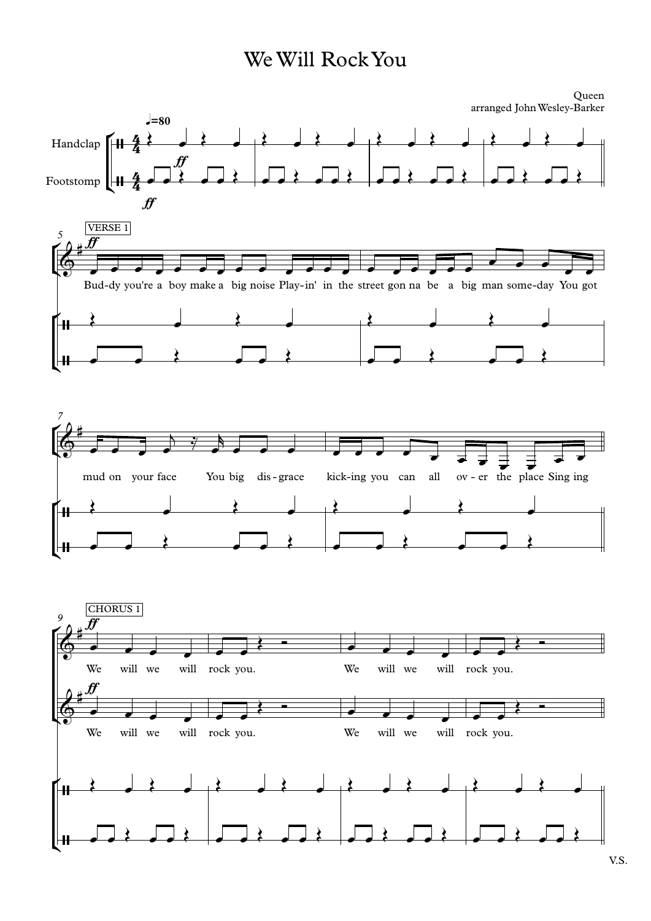# We Will Rock You

Queen
arranged John Wesley-Barker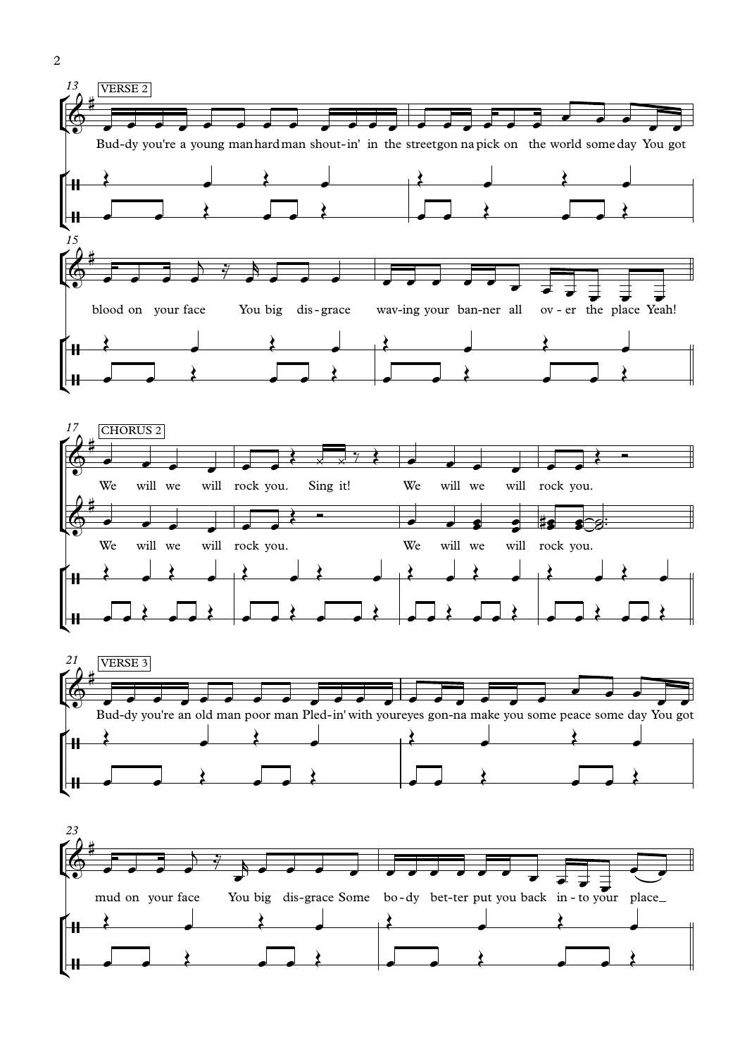VERSE 2

Bud-dy you're a young man hard man shout-in' in the street gon na pick on the world some day You got

blood on your face You big dis-grace wav-ing your ban-ner all ov - er the place Yeah!

CHORUS 2

We will we will rock you. Sing it! We will we will rock you.

We will we will rock you. We will we will rock you.

VERSE 3

Bud-dy you're an old man poor man Pled-in' with your eyes gon-na make you some peace some day You got

mud on your face You big dis-grace Some bo-dy bet-ter put you back in - to your place_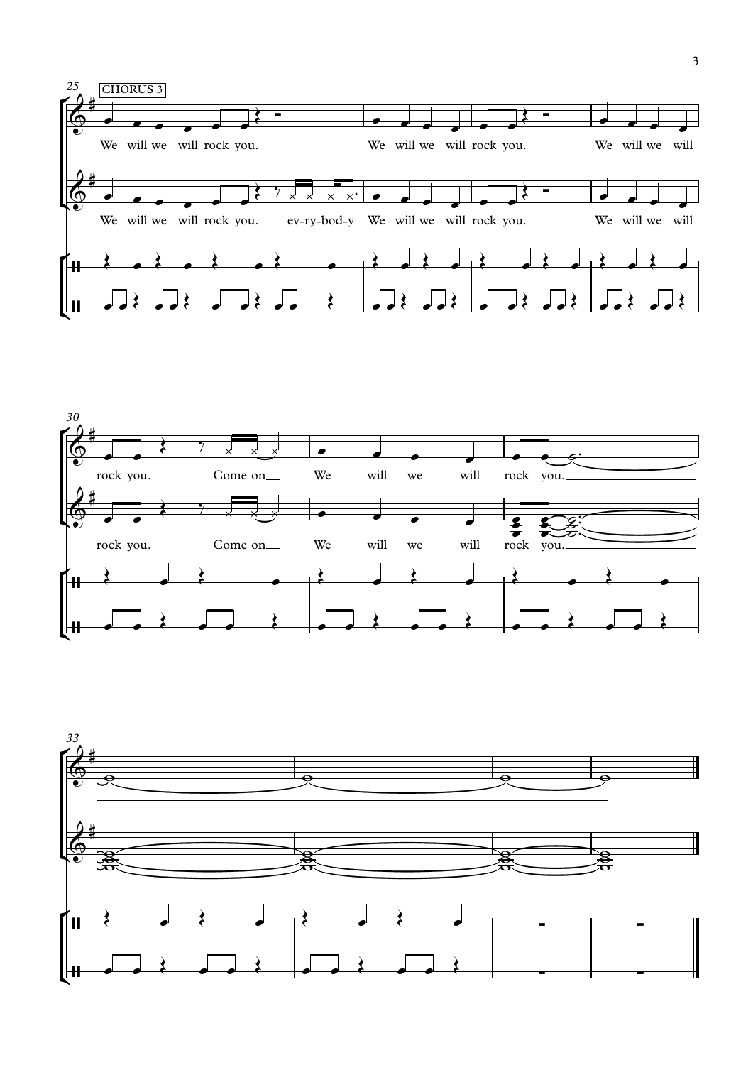CHORUS 3

We will we will rock you. We will we will rock you. We will we will

We will we will rock you. ev-ry-bod-y We will we will rock you. We will we will

rock you. Come on We will we will rock you.

rock you. Come on We will we will rock you.